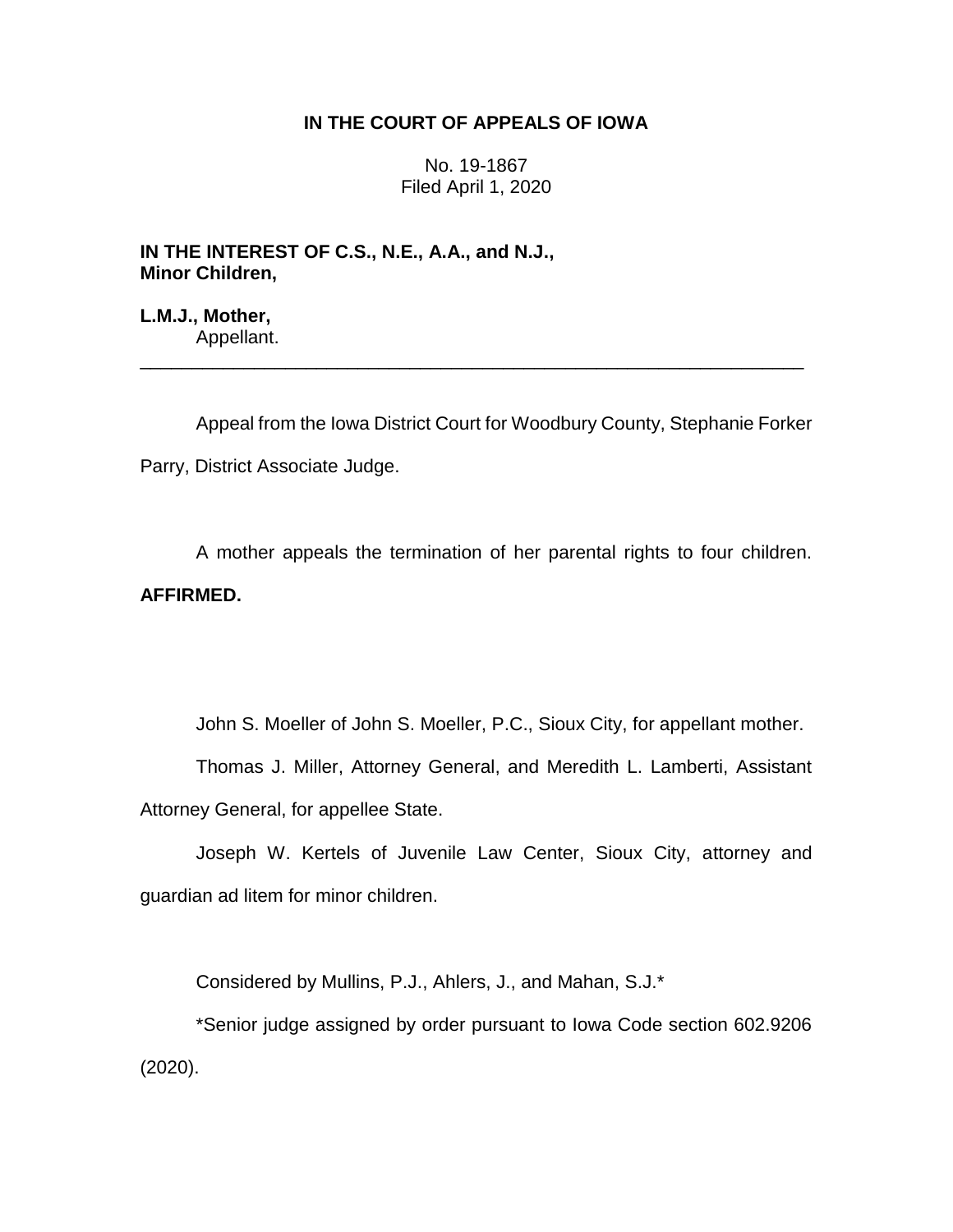**IN THE COURT OF APPEALS OF IOWA**

No. 19-1867
Filed April 1, 2020

**IN THE INTEREST OF C.S., N.E., A.A., and N.J., Minor Children,**

**L.M.J., Mother,**
Appellant.

---

Appeal from the Iowa District Court for Woodbury County, Stephanie Forker Parry, District Associate Judge.

A mother appeals the termination of her parental rights to four children. **AFFIRMED.**

John S. Moeller of John S. Moeller, P.C., Sioux City, for appellant mother.

Thomas J. Miller, Attorney General, and Meredith L. Lamberti, Assistant Attorney General, for appellee State.

Joseph W. Kertels of Juvenile Law Center, Sioux City, attorney and guardian ad litem for minor children.

Considered by Mullins, P.J., Ahlers, J., and Mahan, S.J.*

*Senior judge assigned by order pursuant to Iowa Code section 602.9206 (2020).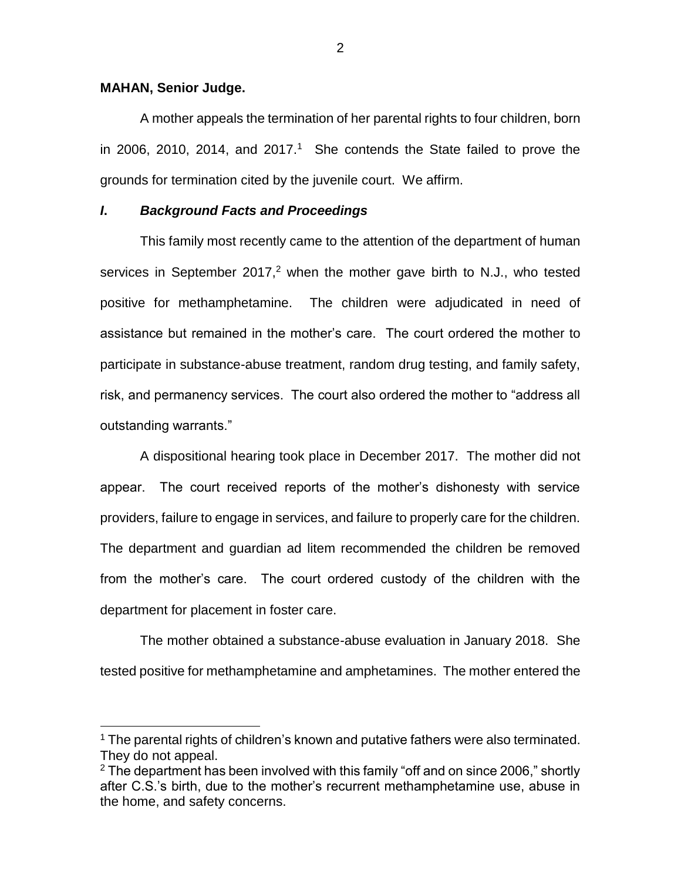**MAHAN, Senior Judge.**

A mother appeals the termination of her parental rights to four children, born in 2006, 2010, 2014, and 2017.[1] She contends the State failed to prove the grounds for termination cited by the juvenile court. We affirm.

## *I. Background Facts and Proceedings*

This family most recently came to the attention of the department of human services in September 2017,[2] when the mother gave birth to N.J., who tested positive for methamphetamine. The children were adjudicated in need of assistance but remained in the mother's care. The court ordered the mother to participate in substance-abuse treatment, random drug testing, and family safety, risk, and permanency services. The court also ordered the mother to "address all outstanding warrants."

A dispositional hearing took place in December 2017. The mother did not appear. The court received reports of the mother's dishonesty with service providers, failure to engage in services, and failure to properly care for the children. The department and guardian ad litem recommended the children be removed from the mother's care. The court ordered custody of the children with the department for placement in foster care.

The mother obtained a substance-abuse evaluation in January 2018. She tested positive for methamphetamine and amphetamines. The mother entered the

---

[1] The parental rights of children's known and putative fathers were also terminated. They do not appeal.

[2] The department has been involved with this family "off and on since 2006," shortly after C.S.'s birth, due to the mother's recurrent methamphetamine use, abuse in the home, and safety concerns.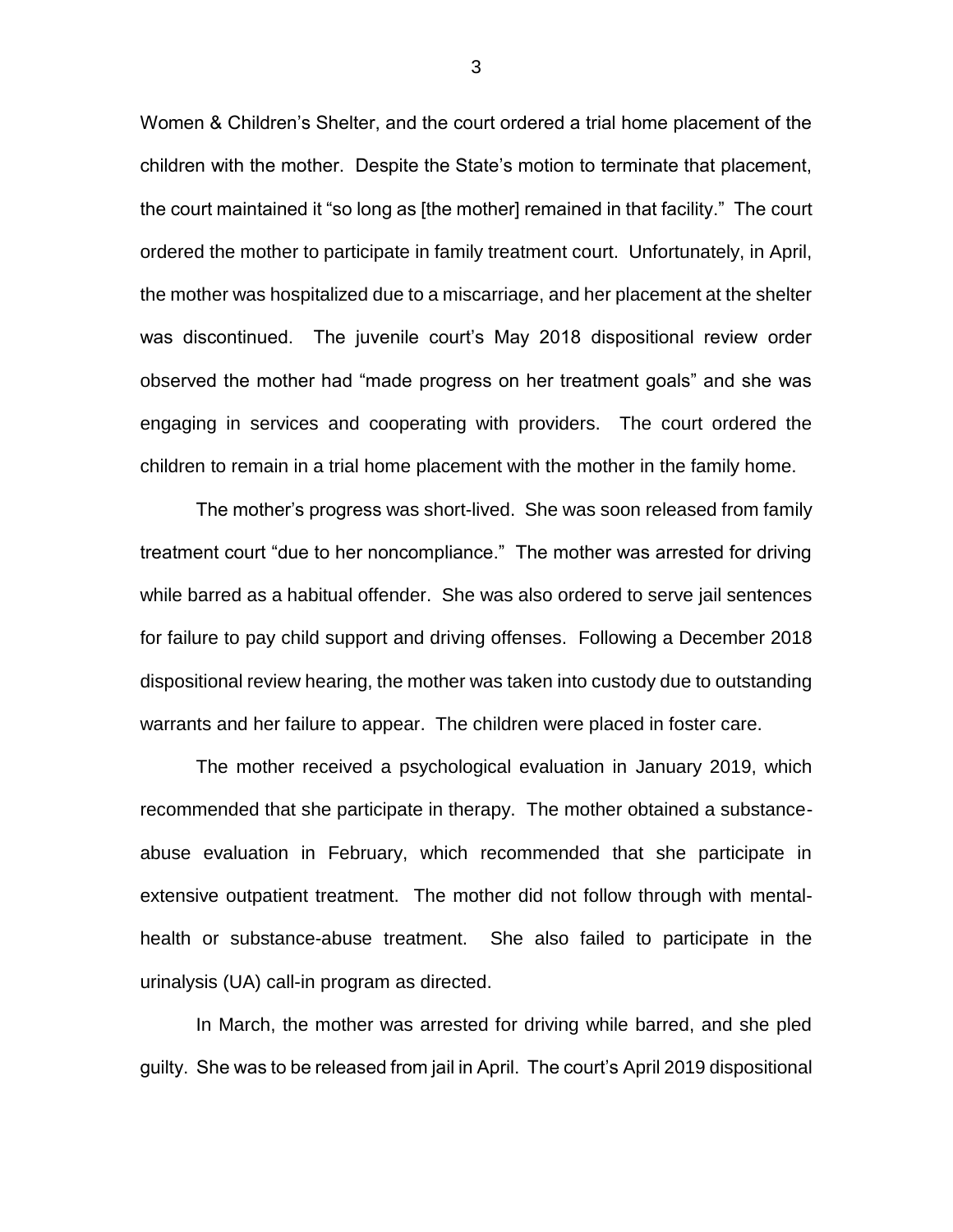Women & Children's Shelter, and the court ordered a trial home placement of the children with the mother. Despite the State's motion to terminate that placement, the court maintained it "so long as [the mother] remained in that facility." The court ordered the mother to participate in family treatment court. Unfortunately, in April, the mother was hospitalized due to a miscarriage, and her placement at the shelter was discontinued. The juvenile court's May 2018 dispositional review order observed the mother had "made progress on her treatment goals" and she was engaging in services and cooperating with providers. The court ordered the children to remain in a trial home placement with the mother in the family home.

The mother's progress was short-lived. She was soon released from family treatment court "due to her noncompliance." The mother was arrested for driving while barred as a habitual offender. She was also ordered to serve jail sentences for failure to pay child support and driving offenses. Following a December 2018 dispositional review hearing, the mother was taken into custody due to outstanding warrants and her failure to appear. The children were placed in foster care.

The mother received a psychological evaluation in January 2019, which recommended that she participate in therapy. The mother obtained a substance-abuse evaluation in February, which recommended that she participate in extensive outpatient treatment. The mother did not follow through with mental-health or substance-abuse treatment. She also failed to participate in the urinalysis (UA) call-in program as directed.

In March, the mother was arrested for driving while barred, and she pled guilty. She was to be released from jail in April. The court's April 2019 dispositional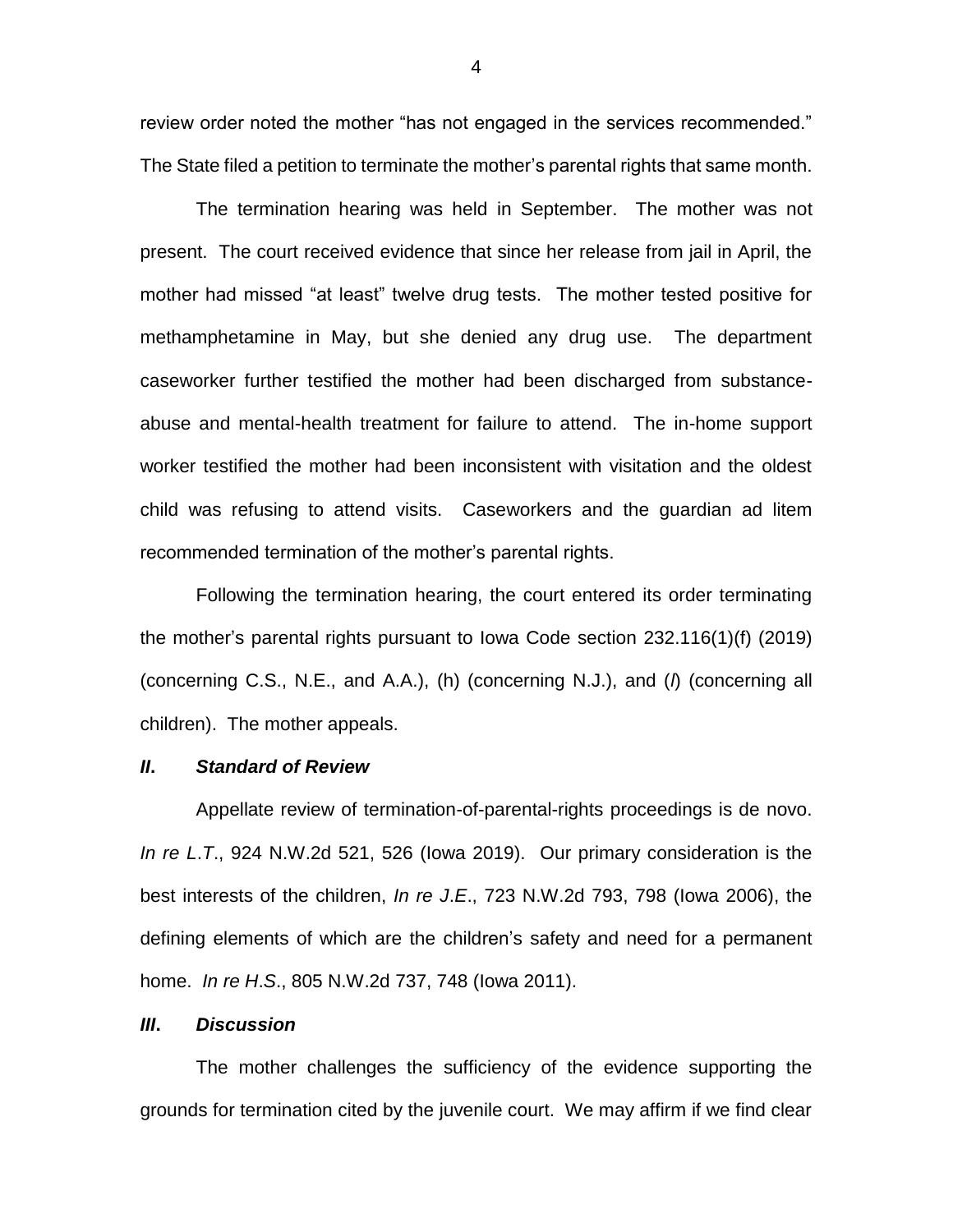review order noted the mother "has not engaged in the services recommended." The State filed a petition to terminate the mother's parental rights that same month.

The termination hearing was held in September. The mother was not present. The court received evidence that since her release from jail in April, the mother had missed "at least" twelve drug tests. The mother tested positive for methamphetamine in May, but she denied any drug use. The department caseworker further testified the mother had been discharged from substance-abuse and mental-health treatment for failure to attend. The in-home support worker testified the mother had been inconsistent with visitation and the oldest child was refusing to attend visits. Caseworkers and the guardian ad litem recommended termination of the mother's parental rights.

Following the termination hearing, the court entered its order terminating the mother's parental rights pursuant to Iowa Code section 232.116(1)(f) (2019) (concerning C.S., N.E., and A.A.), (h) (concerning N.J.), and (*l*) (concerning all children). The mother appeals.

### *II. Standard of Review*

Appellate review of termination-of-parental-rights proceedings is de novo. *In re L.T.*, 924 N.W.2d 521, 526 (Iowa 2019). Our primary consideration is the best interests of the children, *In re J.E.*, 723 N.W.2d 793, 798 (Iowa 2006), the defining elements of which are the children's safety and need for a permanent home. *In re H.S.*, 805 N.W.2d 737, 748 (Iowa 2011).

### *III. Discussion*

The mother challenges the sufficiency of the evidence supporting the grounds for termination cited by the juvenile court. We may affirm if we find clear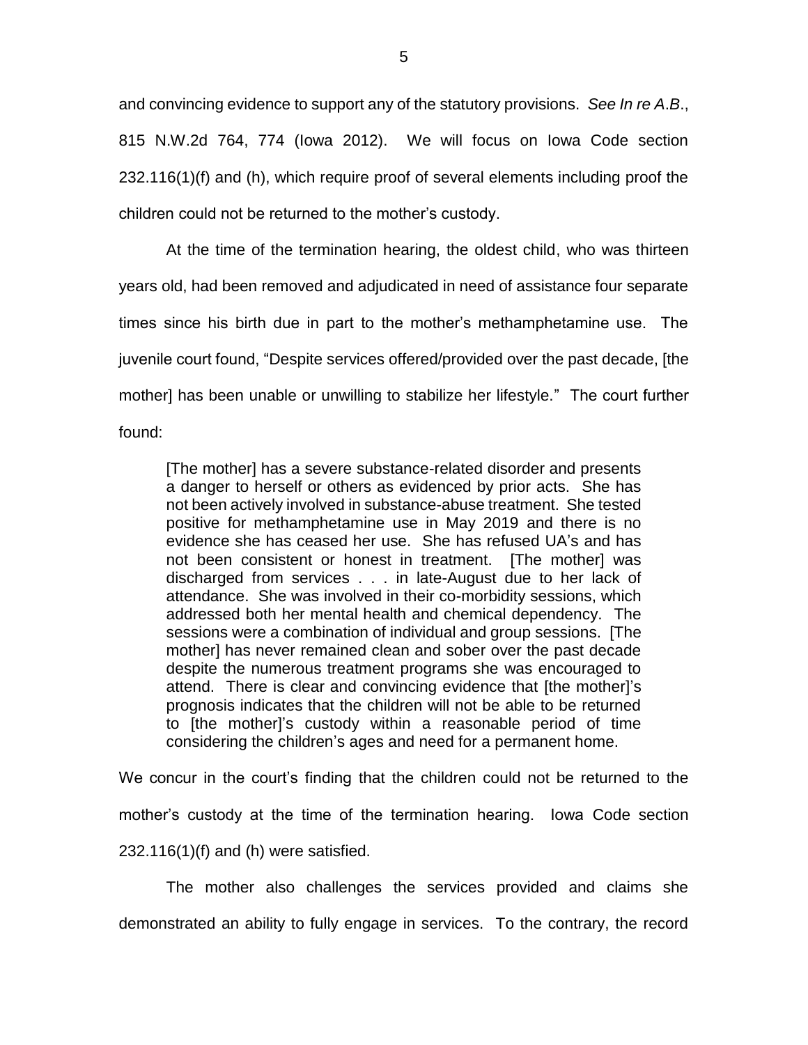and convincing evidence to support any of the statutory provisions. *See In re A.B.*, 815 N.W.2d 764, 774 (Iowa 2012). We will focus on Iowa Code section 232.116(1)(f) and (h), which require proof of several elements including proof the children could not be returned to the mother's custody.

At the time of the termination hearing, the oldest child, who was thirteen years old, had been removed and adjudicated in need of assistance four separate times since his birth due in part to the mother's methamphetamine use. The juvenile court found, "Despite services offered/provided over the past decade, [the mother] has been unable or unwilling to stabilize her lifestyle." The court further found:

> [The mother] has a severe substance-related disorder and presents a danger to herself or others as evidenced by prior acts. She has not been actively involved in substance-abuse treatment. She tested positive for methamphetamine use in May 2019 and there is no evidence she has ceased her use. She has refused UA's and has not been consistent or honest in treatment. [The mother] was discharged from services . . . in late-August due to her lack of attendance. She was involved in their co-morbidity sessions, which addressed both her mental health and chemical dependency. The sessions were a combination of individual and group sessions. [The mother] has never remained clean and sober over the past decade despite the numerous treatment programs she was encouraged to attend. There is clear and convincing evidence that [the mother]'s prognosis indicates that the children will not be able to be returned to [the mother]'s custody within a reasonable period of time considering the children's ages and need for a permanent home.

We concur in the court's finding that the children could not be returned to the mother's custody at the time of the termination hearing. Iowa Code section 232.116(1)(f) and (h) were satisfied.

The mother also challenges the services provided and claims she demonstrated an ability to fully engage in services. To the contrary, the record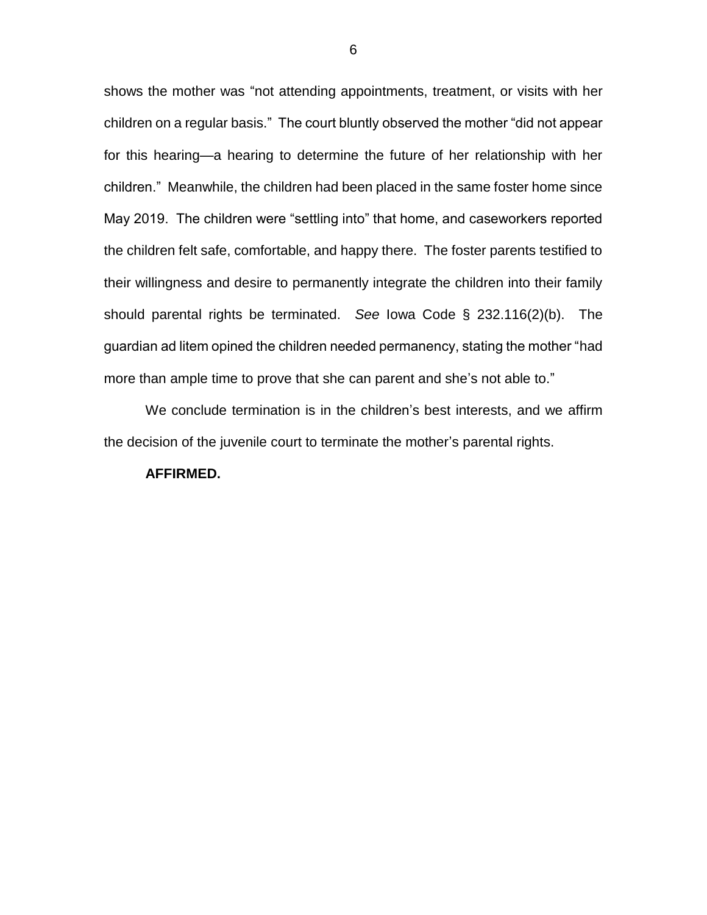shows the mother was "not attending appointments, treatment, or visits with her children on a regular basis." The court bluntly observed the mother "did not appear for this hearing—a hearing to determine the future of her relationship with her children." Meanwhile, the children had been placed in the same foster home since May 2019. The children were "settling into" that home, and caseworkers reported the children felt safe, comfortable, and happy there. The foster parents testified to their willingness and desire to permanently integrate the children into their family should parental rights be terminated. *See* Iowa Code § 232.116(2)(b). The guardian ad litem opined the children needed permanency, stating the mother "had more than ample time to prove that she can parent and she's not able to."

We conclude termination is in the children's best interests, and we affirm the decision of the juvenile court to terminate the mother's parental rights.

**AFFIRMED.**